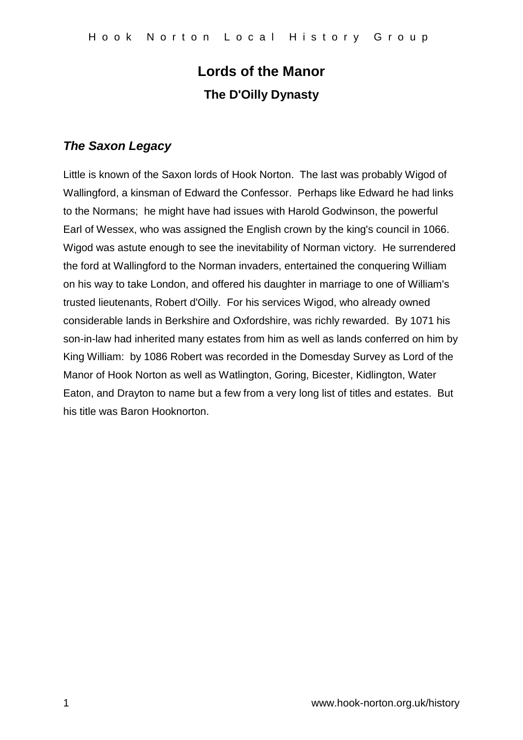# Lords of the Manor

## The D'Oilly Dynasty

### *The Saxon Legacy*

Little is known of the Saxon lords of Hook Norton. The last was probably Wigod of Wallingford, a kinsman of Edward the Confessor. Perhaps like Edward he had links to the Normans; he might have had issues with Harold Godwinson, the powerful Earl of Wessex, who was assigned the English crown by the king's council in 1066. Wigod was astute enough to see the inevitability of Norman victory. He surrendered the ford at Wallingford to the Norman invaders, entertained the conquering William on his way to take London, and offered his daughter in marriage to one of William's trusted lieutenants, Robert d'Oilly. For his services Wigod, who already owned considerable lands in Berkshire and Oxfordshire, was richly rewarded. By 1071 his son-in-law had inherited many estates from him as well as lands conferred on him by King William: by 1086 Robert was recorded in the Domesday Survey as Lord of the Manor of Hook Norton as well as Watlington, Goring, Bicester, Kidlington, Water Eaton, and Drayton to name but a few from a very long list of titles and estates. But his title was Baron Hooknorton.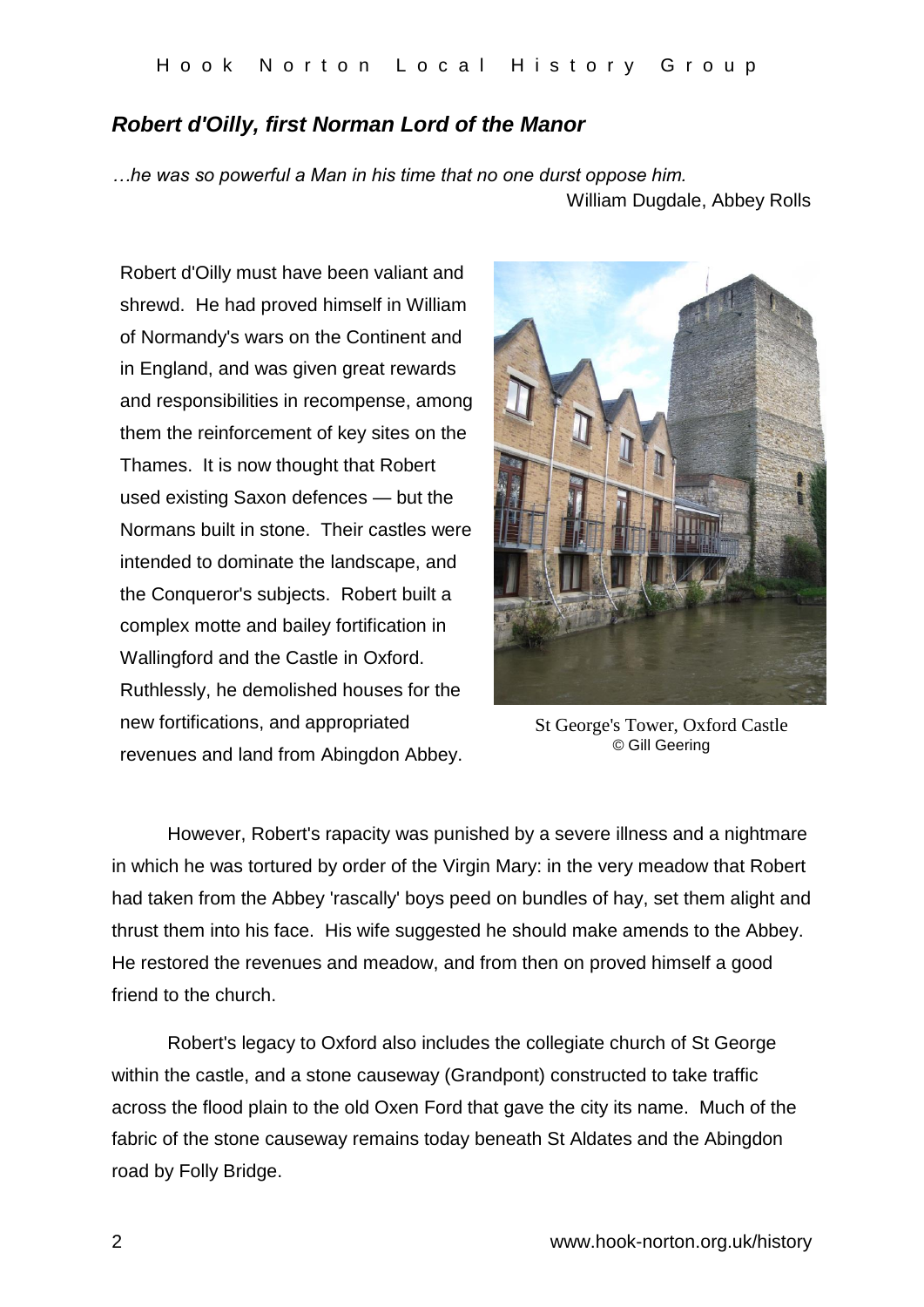## *Robert d'Oilly, first Norman Lord of the Manor*

*…he was so powerful a Man in his time that no one durst oppose him.*
William Dugdale, Abbey Rolls

Robert d'Oilly must have been valiant and shrewd. He had proved himself in William of Normandy's wars on the Continent and in England, and was given great rewards and responsibilities in recompense, among them the reinforcement of key sites on the Thames. It is now thought that Robert used existing Saxon defences — but the Normans built in stone. Their castles were intended to dominate the landscape, and the Conqueror's subjects. Robert built a complex motte and bailey fortification in Wallingford and the Castle in Oxford. Ruthlessly, he demolished houses for the new fortifications, and appropriated revenues and land from Abingdon Abbey.

St George's Tower, Oxford Castle
© Gill Geering

However, Robert's rapacity was punished by a severe illness and a nightmare in which he was tortured by order of the Virgin Mary: in the very meadow that Robert had taken from the Abbey 'rascally' boys peed on bundles of hay, set them alight and thrust them into his face. His wife suggested he should make amends to the Abbey. He restored the revenues and meadow, and from then on proved himself a good friend to the church.

Robert's legacy to Oxford also includes the collegiate church of St George within the castle, and a stone causeway (Grandpont) constructed to take traffic across the flood plain to the old Oxen Ford that gave the city its name. Much of the fabric of the stone causeway remains today beneath St Aldates and the Abingdon road by Folly Bridge.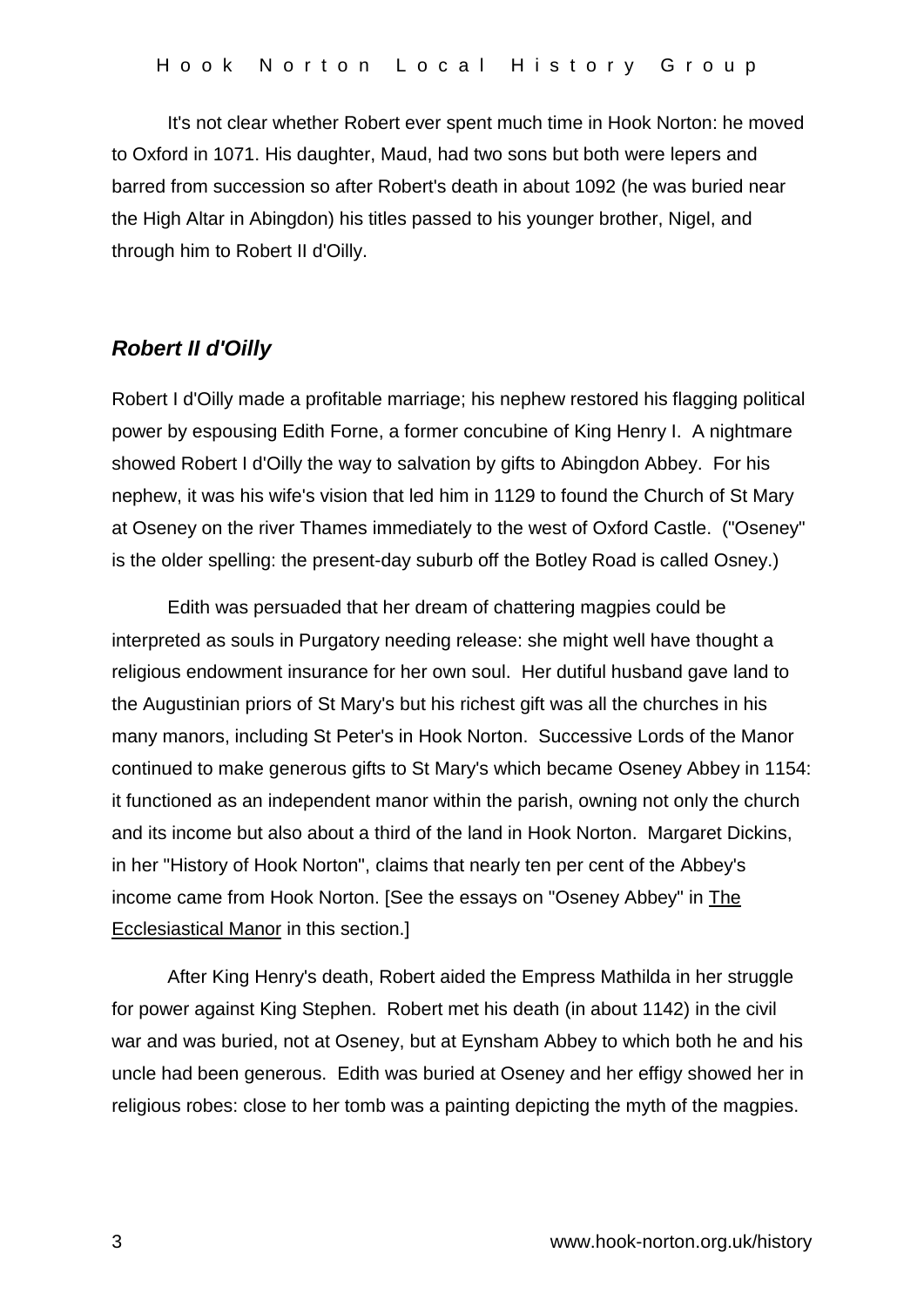It's not clear whether Robert ever spent much time in Hook Norton: he moved to Oxford in 1071. His daughter, Maud, had two sons but both were lepers and barred from succession so after Robert's death in about 1092 (he was buried near the High Altar in Abingdon) his titles passed to his younger brother, Nigel, and through him to Robert II d'Oilly.

## ***Robert II d'Oilly***

Robert I d'Oilly made a profitable marriage; his nephew restored his flagging political power by espousing Edith Forne, a former concubine of King Henry I. A nightmare showed Robert I d'Oilly the way to salvation by gifts to Abingdon Abbey. For his nephew, it was his wife's vision that led him in 1129 to found the Church of St Mary at Oseney on the river Thames immediately to the west of Oxford Castle. ("Oseney" is the older spelling: the present-day suburb off the Botley Road is called Osney.)

Edith was persuaded that her dream of chattering magpies could be interpreted as souls in Purgatory needing release: she might well have thought a religious endowment insurance for her own soul. Her dutiful husband gave land to the Augustinian priors of St Mary's but his richest gift was all the churches in his many manors, including St Peter's in Hook Norton. Successive Lords of the Manor continued to make generous gifts to St Mary's which became Oseney Abbey in 1154: it functioned as an independent manor within the parish, owning not only the church and its income but also about a third of the land in Hook Norton. Margaret Dickins, in her "History of Hook Norton", claims that nearly ten per cent of the Abbey's income came from Hook Norton. [See the essays on "Oseney Abbey" in The Ecclesiastical Manor in this section.]

After King Henry's death, Robert aided the Empress Mathilda in her struggle for power against King Stephen. Robert met his death (in about 1142) in the civil war and was buried, not at Oseney, but at Eynsham Abbey to which both he and his uncle had been generous. Edith was buried at Oseney and her effigy showed her in religious robes: close to her tomb was a painting depicting the myth of the magpies.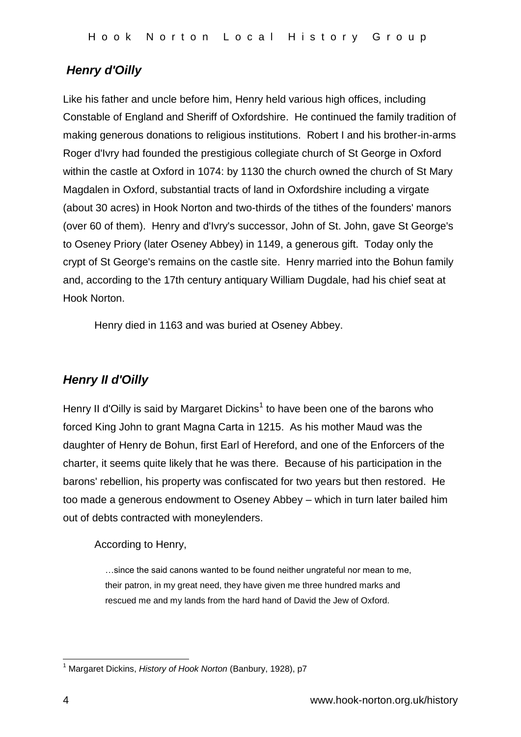## *Henry d'Oilly*

Like his father and uncle before him, Henry held various high offices, including Constable of England and Sheriff of Oxfordshire. He continued the family tradition of making generous donations to religious institutions. Robert I and his brother-in-arms Roger d'Ivry had founded the prestigious collegiate church of St George in Oxford within the castle at Oxford in 1074: by 1130 the church owned the church of St Mary Magdalen in Oxford, substantial tracts of land in Oxfordshire including a virgate (about 30 acres) in Hook Norton and two-thirds of the tithes of the founders' manors (over 60 of them). Henry and d'Ivry's successor, John of St. John, gave St George's to Oseney Priory (later Oseney Abbey) in 1149, a generous gift. Today only the crypt of St George's remains on the castle site. Henry married into the Bohun family and, according to the 17th century antiquary William Dugdale, had his chief seat at Hook Norton.

Henry died in 1163 and was buried at Oseney Abbey.

## *Henry II d'Oilly*

Henry II d'Oilly is said by Margaret Dickins[1] to have been one of the barons who forced King John to grant Magna Carta in 1215. As his mother Maud was the daughter of Henry de Bohun, first Earl of Hereford, and one of the Enforcers of the charter, it seems quite likely that he was there. Because of his participation in the barons' rebellion, his property was confiscated for two years but then restored. He too made a generous endowment to Oseney Abbey – which in turn later bailed him out of debts contracted with moneylenders.

According to Henry,

> …since the said canons wanted to be found neither ungrateful nor mean to me, their patron, in my great need, they have given me three hundred marks and rescued me and my lands from the hard hand of David the Jew of Oxford.

[1] Margaret Dickins, *History of Hook Norton* (Banbury, 1928), p7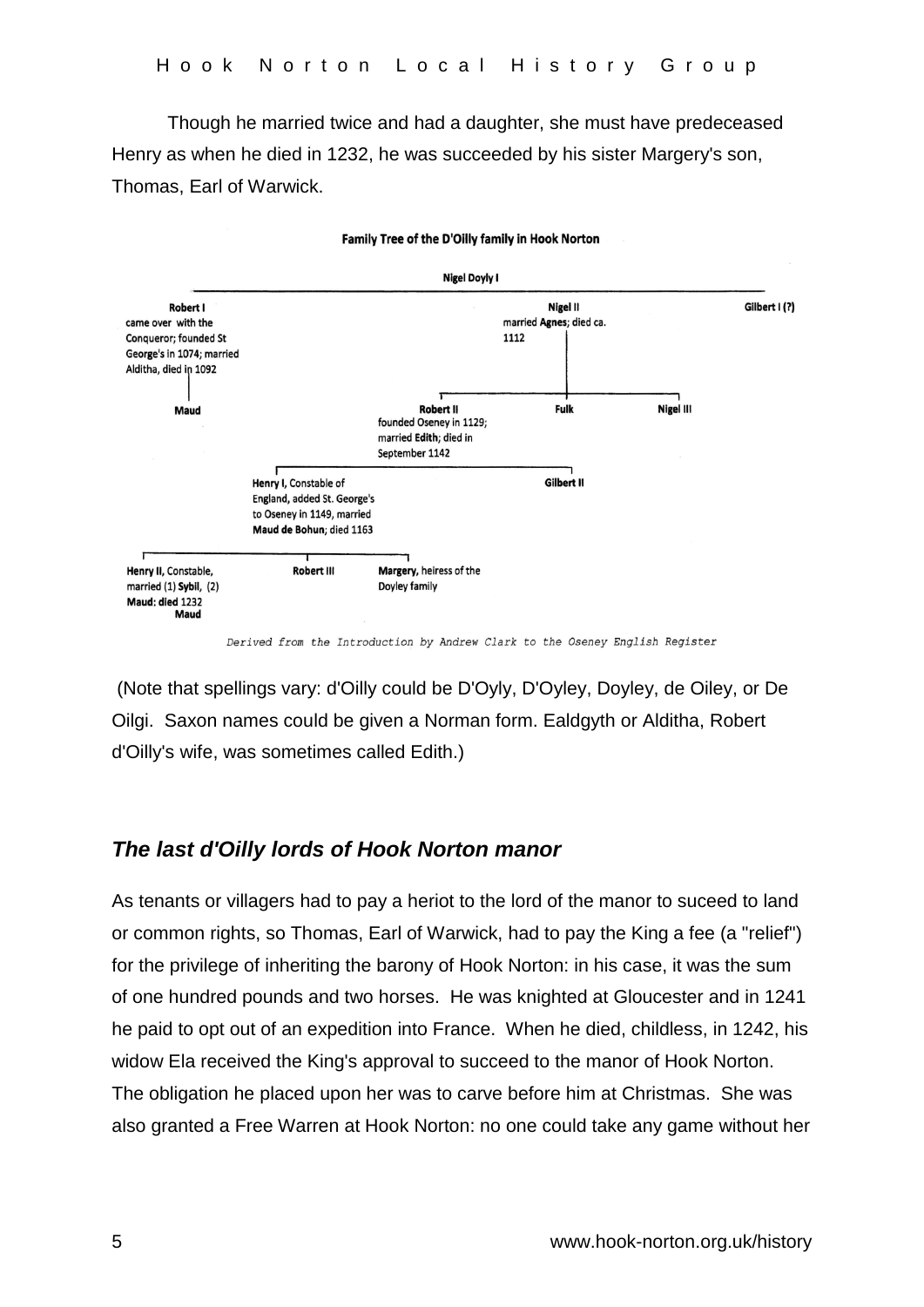Though he married twice and had a daughter, she must have predeceased Henry as when he died in 1232, he was succeeded by his sister Margery's son, Thomas, Earl of Warwick.

**Family Tree of the D'Oilly family in Hook Norton**

**Nigel Doyly I**

**Robert I** came over with the Conqueror; founded St George's in 1074; married Alditha, died in 1092

**Nigel II** married **Agnes**; died ca. 1112

**Gilbert I (?)**

**Maud**

**Robert II** founded Oseney in 1129; married **Edith**; died in September 1142

**Fulk**

**Nigel III**

**Henry I**, Constable of England, added St. George's to Oseney in 1149, married **Maud de Bohun**; died 1163

**Gilbert II**

**Henry II**, Constable, married (1) **Sybil**, (2) **Maud: died** 1232
**Maud**

**Robert III**

**Margery**, heiress of the Doyley family

*Derived from the Introduction by Andrew Clark to the Oseney English Register*

(Note that spellings vary: d'Oilly could be D'Oyly, D'Oyley, Doyley, de Oiley, or De Oilgi. Saxon names could be given a Norman form. Ealdgyth or Alditha, Robert d'Oilly's wife, was sometimes called Edith.)

## *The last d'Oilly lords of Hook Norton manor*

As tenants or villagers had to pay a heriot to the lord of the manor to suceed to land or common rights, so Thomas, Earl of Warwick, had to pay the King a fee (a "relief") for the privilege of inheriting the barony of Hook Norton: in his case, it was the sum of one hundred pounds and two horses. He was knighted at Gloucester and in 1241 he paid to opt out of an expedition into France. When he died, childless, in 1242, his widow Ela received the King's approval to succeed to the manor of Hook Norton. The obligation he placed upon her was to carve before him at Christmas. She was also granted a Free Warren at Hook Norton: no one could take any game without her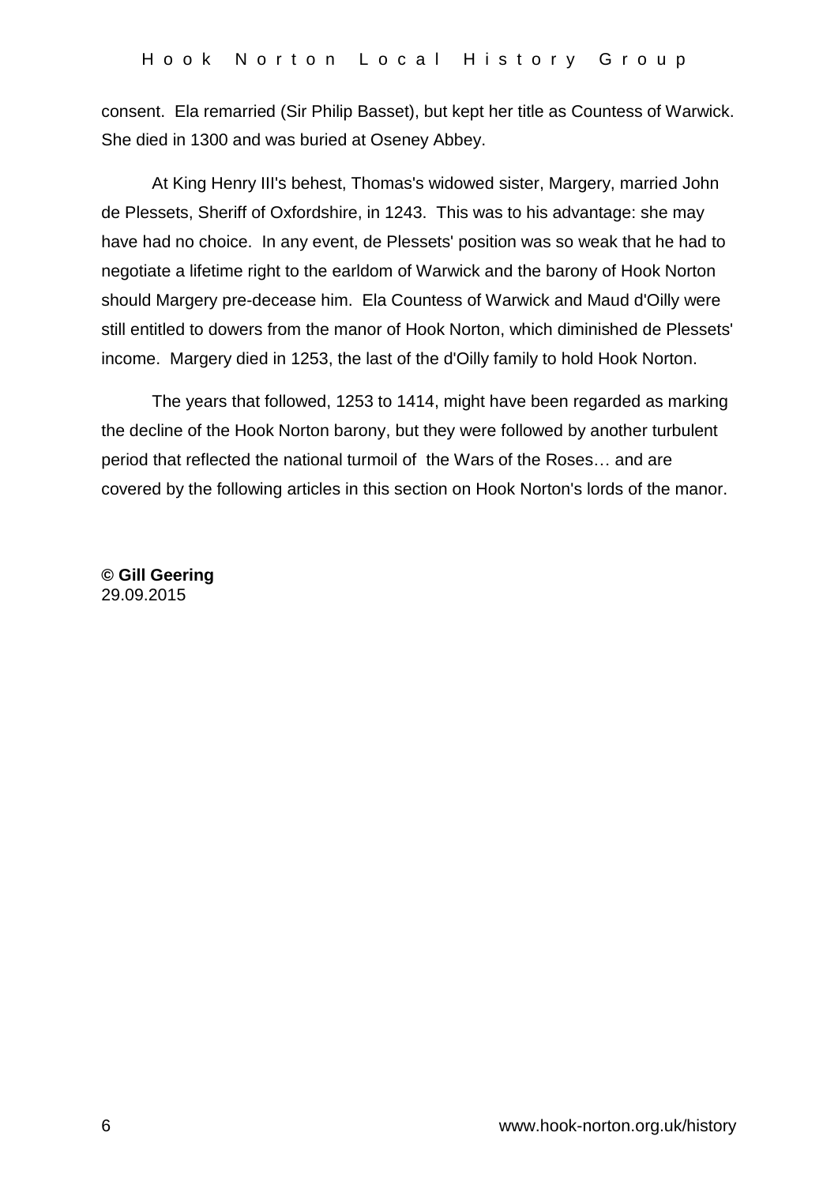consent. Ela remarried (Sir Philip Basset), but kept her title as Countess of Warwick. She died in 1300 and was buried at Oseney Abbey.

At King Henry III's behest, Thomas's widowed sister, Margery, married John de Plessets, Sheriff of Oxfordshire, in 1243. This was to his advantage: she may have had no choice. In any event, de Plessets' position was so weak that he had to negotiate a lifetime right to the earldom of Warwick and the barony of Hook Norton should Margery pre-decease him. Ela Countess of Warwick and Maud d'Oilly were still entitled to dowers from the manor of Hook Norton, which diminished de Plessets' income. Margery died in 1253, the last of the d'Oilly family to hold Hook Norton.

The years that followed, 1253 to 1414, might have been regarded as marking the decline of the Hook Norton barony, but they were followed by another turbulent period that reflected the national turmoil of the Wars of the Roses… and are covered by the following articles in this section on Hook Norton's lords of the manor.

**© Gill Geering**
29.09.2015